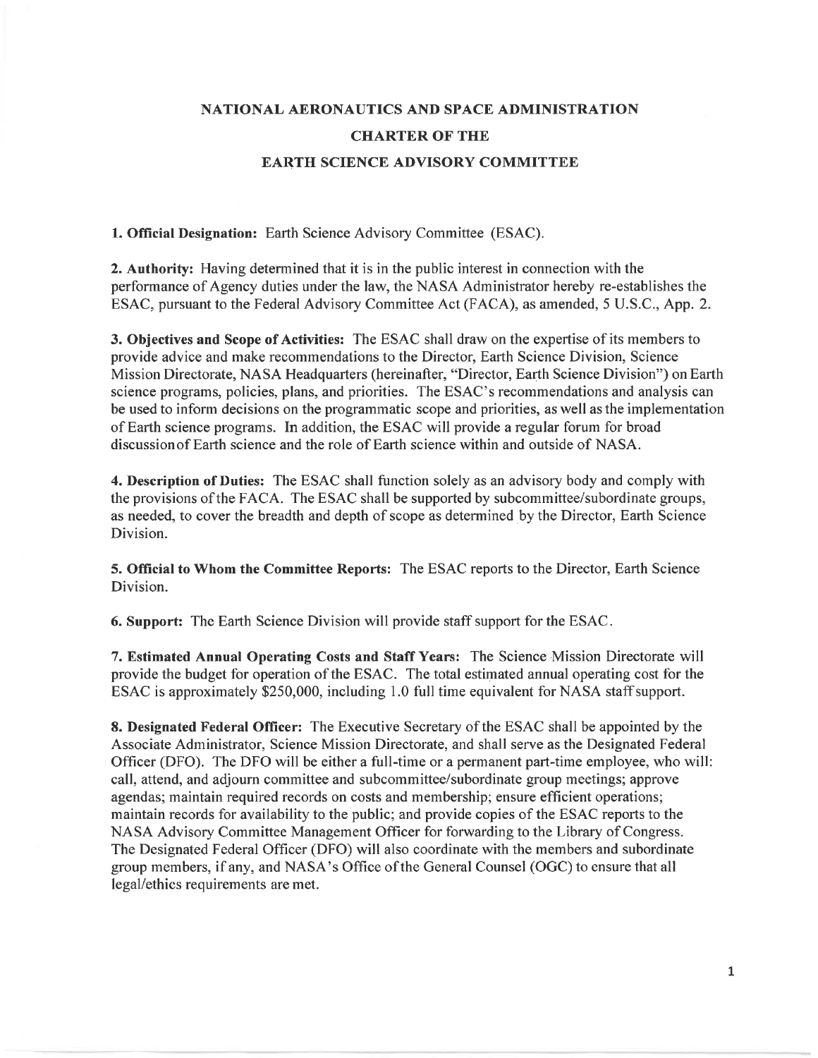# NATIONAL AERONAUTICS AND SPACE ADMINISTRATION

# CHARTER OF THE

# EARTH SCIENCE ADVISORY COMMITTEE

**1. Official Designation:** Earth Science Advisory Committee (ESAC).

**2. Authority:** Having determined that it is in the public interest in connection with the performance of Agency duties under the law, the NASA Administrator hereby re-establishes the ESAC, pursuant to the Federal Advisory Committee Act (FACA), as amended, 5 U.S.C., App. 2.

**3. Objectives and Scope of Activities:** The ESAC shall draw on the expertise of its members to provide advice and make recommendations to the Director, Earth Science Division, Science Mission Directorate, NASA Headquarters (hereinafter, "Director, Earth Science Division") on Earth science programs, policies, plans, and priorities. The ESAC's recommendations and analysis can be used to inform decisions on the programmatic scope and priorities, as well as the implementation of Earth science programs. In addition, the ESAC will provide a regular forum for broad discussion of Earth science and the role of Earth science within and outside of NASA.

**4. Description of Duties:** The ESAC shall function solely as an advisory body and comply with the provisions of the FACA. The ESAC shall be supported by subcommittee/subordinate groups, as needed, to cover the breadth and depth of scope as determined by the Director, Earth Science Division.

**5. Official to Whom the Committee Reports:** The ESAC reports to the Director, Earth Science Division.

**6. Support:** The Earth Science Division will provide staff support for the ESAC.

**7. Estimated Annual Operating Costs and Staff Years:** The Science Mission Directorate will provide the budget for operation of the ESAC. The total estimated annual operating cost for the ESAC is approximately $250,000, including 1.0 full time equivalent for NASA staff support.

**8. Designated Federal Officer:** The Executive Secretary of the ESAC shall be appointed by the Associate Administrator, Science Mission Directorate, and shall serve as the Designated Federal Officer (DFO). The DFO will be either a full-time or a permanent part-time employee, who will: call, attend, and adjourn committee and subcommittee/subordinate group meetings; approve agendas; maintain required records on costs and membership; ensure efficient operations; maintain records for availability to the public; and provide copies of the ESAC reports to the NASA Advisory Committee Management Officer for forwarding to the Library of Congress. The Designated Federal Officer (DFO) will also coordinate with the members and subordinate group members, if any, and NASA's Office of the General Counsel (OGC) to ensure that all legal/ethics requirements are met.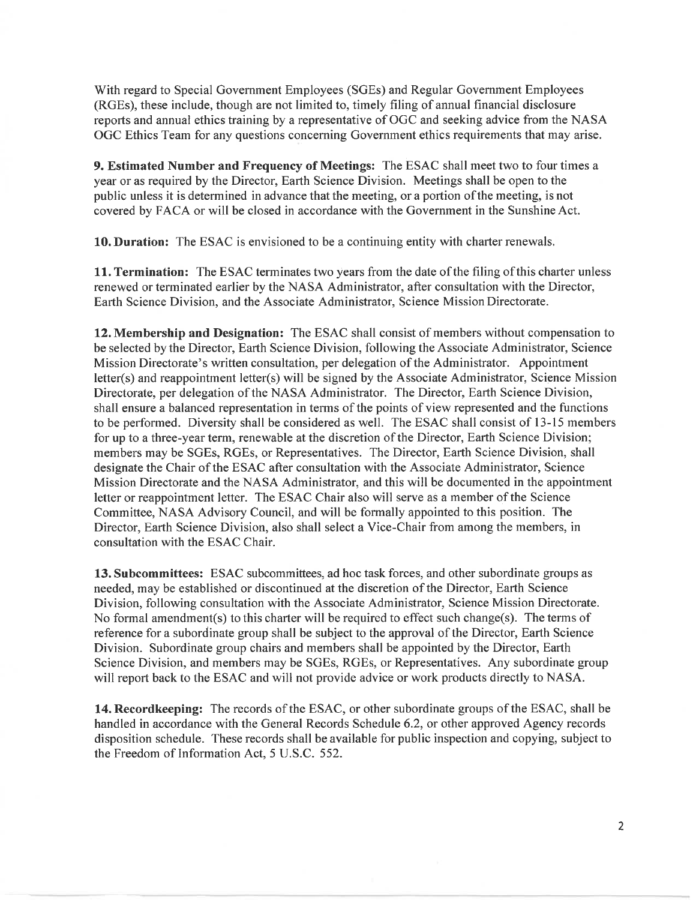With regard to Special Government Employees (SGEs) and Regular Government Employees (RGEs), these include, though are not limited to, timely filing of annual financial disclosure reports and annual ethics training by a representative of OGC and seeking advice from the NASA OGC Ethics Team for any questions concerning Government ethics requirements that may arise.

**9. Estimated Number and Frequency of Meetings:** The ESAC shall meet two to four times a year or as required by the Director, Earth Science Division. Meetings shall be open to the public unless it is determined in advance that the meeting, or a portion of the meeting, is not covered by FACA or will be closed in accordance with the Government in the Sunshine Act.

**10. Duration:** The ESAC is envisioned to be a continuing entity with charter renewals.

**11. Termination:** The ESAC terminates two years from the date of the filing of this charter unless renewed or terminated earlier by the NASA Administrator, after consultation with the Director, Earth Science Division, and the Associate Administrator, Science Mission Directorate.

**12. Membership and Designation:** The ESAC shall consist of members without compensation to be selected by the Director, Earth Science Division, following the Associate Administrator, Science Mission Directorate's written consultation, per delegation of the Administrator. Appointment letter(s) and reappointment letter(s) will be signed by the Associate Administrator, Science Mission Directorate, per delegation of the NASA Administrator. The Director, Earth Science Division, shall ensure a balanced representation in terms of the points of view represented and the functions to be performed. Diversity shall be considered as well. The ESAC shall consist of 13-15 members for up to a three-year term, renewable at the discretion of the Director, Earth Science Division; members may be SGEs, RGEs, or Representatives. The Director, Earth Science Division, shall designate the Chair of the ESAC after consultation with the Associate Administrator, Science Mission Directorate and the NASA Administrator, and this will be documented in the appointment letter or reappointment letter. The ESAC Chair also will serve as a member of the Science Committee, NASA Advisory Council, and will be formally appointed to this position. The Director, Earth Science Division, also shall select a Vice-Chair from among the members, in consultation with the ESAC Chair.

**13. Subcommittees:** ESAC subcommittees, ad hoc task forces, and other subordinate groups as needed, may be established or discontinued at the discretion of the Director, Earth Science Division, following consultation with the Associate Administrator, Science Mission Directorate. No formal amendment(s) to this charter will be required to effect such change(s). The terms of reference for a subordinate group shall be subject to the approval of the Director, Earth Science Division. Subordinate group chairs and members shall be appointed by the Director, Earth Science Division, and members may be SGEs, RGEs, or Representatives. Any subordinate group will report back to the ESAC and will not provide advice or work products directly to NASA.

**14. Recordkeeping:** The records of the ESAC, or other subordinate groups of the ESAC, shall be handled in accordance with the General Records Schedule 6.2, or other approved Agency records disposition schedule. These records shall be available for public inspection and copying, subject to the Freedom of Information Act, 5 U.S.C. 552.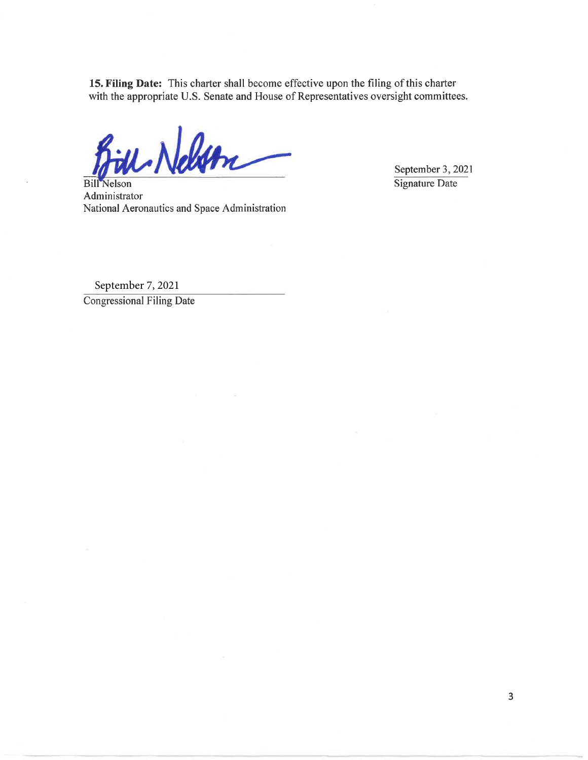**15. Filing Date:** This charter shall become effective upon the filing of this charter with the appropriate U.S. Senate and House of Representatives oversight committees.

Bill Nelson
Administrator
National Aeronautics and Space Administration

September 3, 2021
Signature Date

September 7, 2021
Congressional Filing Date